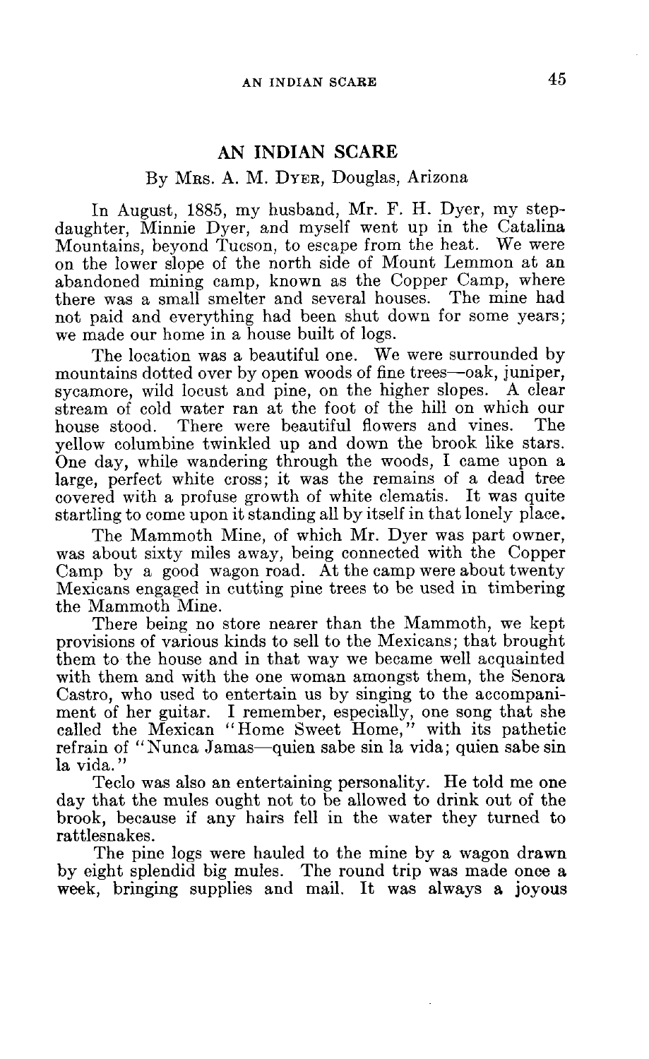# AN INDIAN SCARE

By Mrs. A. M. Dyer, Douglas, Arizona

In August, 1885, my husband, Mr. F. H. Dyer, my step-daughter, Minnie Dyer, and myself went up in the Catalina Mountains, beyond Tucson, to escape from the heat. We were on the lower slope of the north side of Mount Lemmon at an abandoned mining camp, known as the Copper Camp, where there was a small smelter and several houses. The mine had not paid and everything had been shut down for some years; we made our home in a house built of logs.

The location was a beautiful one. We were surrounded by mountains dotted over by open woods of fine trees—oak, juniper, sycamore, wild locust and pine, on the higher slopes. A clear stream of cold water ran at the foot of the hill on which our house stood. There were beautiful flowers and vines. The yellow columbine twinkled up and down the brook like stars. One day, while wandering through the woods, I came upon a large, perfect white cross; it was the remains of a dead tree covered with a profuse growth of white clematis. It was quite startling to come upon it standing all by itself in that lonely place.

The Mammoth Mine, of which Mr. Dyer was part owner, was about sixty miles away, being connected with the Copper Camp by a good wagon road. At the camp were about twenty Mexicans engaged in cutting pine trees to be used in timbering the Mammoth Mine.

There being no store nearer than the Mammoth, we kept provisions of various kinds to sell to the Mexicans; that brought them to the house and in that way we became well acquainted with them and with the one woman amongst them, the Senora Castro, who used to entertain us by singing to the accompaniment of her guitar. I remember, especially, one song that she called the Mexican "Home Sweet Home," with its pathetic refrain of "Nunca Jamas—quien sabe sin la vida; quien sabe sin la vida."

Teclo was also an entertaining personality. He told me one day that the mules ought not to be allowed to drink out of the brook, because if any hairs fell in the water they turned to rattlesnakes.

The pine logs were hauled to the mine by a wagon drawn by eight splendid big mules. The round trip was made once a week, bringing supplies and mail. It was always a joyous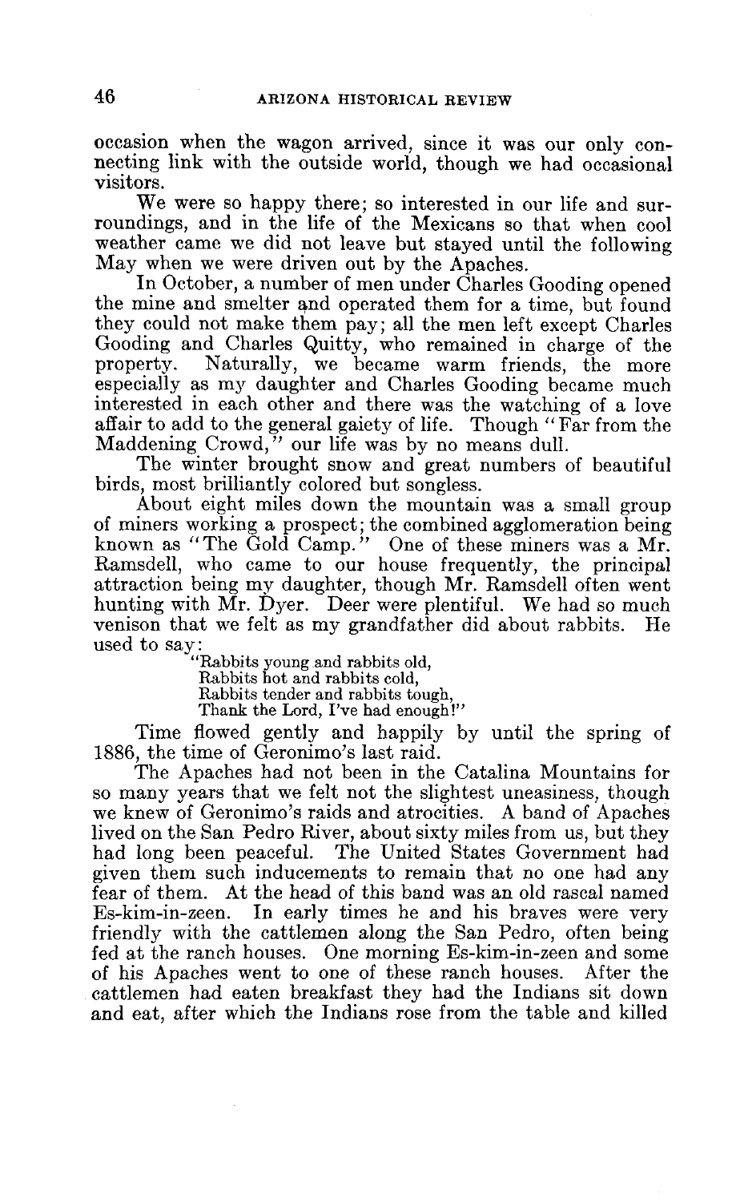occasion when the wagon arrived, since it was our only connecting link with the outside world, though we had occasional visitors.

We were so happy there; so interested in our life and surroundings, and in the life of the Mexicans so that when cool weather came we did not leave but stayed until the following May when we were driven out by the Apaches.

In October, a number of men under Charles Gooding opened the mine and smelter and operated them for a time, but found they could not make them pay; all the men left except Charles Gooding and Charles Quitty, who remained in charge of the property. Naturally, we became warm friends, the more especially as my daughter and Charles Gooding became much interested in each other and there was the watching of a love affair to add to the general gaiety of life. Though "Far from the Maddening Crowd," our life was by no means dull.

The winter brought snow and great numbers of beautiful birds, most brilliantly colored but songless.

About eight miles down the mountain was a small group of miners working a prospect; the combined agglomeration being known as "The Gold Camp." One of these miners was a Mr. Ramsdell, who came to our house frequently, the principal attraction being my daughter, though Mr. Ramsdell often went hunting with Mr. Dyer. Deer were plentiful. We had so much venison that we felt as my grandfather did about rabbits. He used to say:

> "Rabbits young and rabbits old,
> Rabbits hot and rabbits cold,
> Rabbits tender and rabbits tough,
> Thank the Lord, I've had enough!"

Time flowed gently and happily by until the spring of 1886, the time of Geronimo's last raid.

The Apaches had not been in the Catalina Mountains for so many years that we felt not the slightest uneasiness, though we knew of Geronimo's raids and atrocities. A band of Apaches lived on the San Pedro River, about sixty miles from us, but they had long been peaceful. The United States Government had given them such inducements to remain that no one had any fear of them. At the head of this band was an old rascal named Es-kim-in-zeen. In early times he and his braves were very friendly with the cattlemen along the San Pedro, often being fed at the ranch houses. One morning Es-kim-in-zeen and some of his Apaches went to one of these ranch houses. After the cattlemen had eaten breakfast they had the Indians sit down and eat, after which the Indians rose from the table and killed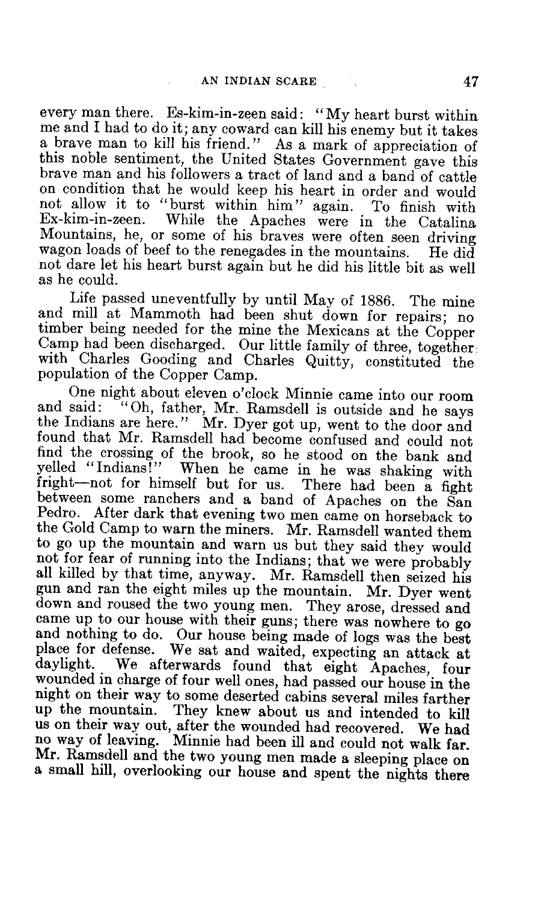every man there. Es-kim-in-zeen said: "My heart burst within me and I had to do it; any coward can kill his enemy but it takes a brave man to kill his friend." As a mark of appreciation of this noble sentiment, the United States Government gave this brave man and his followers a tract of land and a band of cattle on condition that he would keep his heart in order and would not allow it to "burst within him" again. To finish with Ex-kim-in-zeen. While the Apaches were in the Catalina Mountains, he, or some of his braves were often seen driving wagon loads of beef to the renegades in the mountains. He did not dare let his heart burst again but he did his little bit as well as he could.

Life passed uneventfully by until May of 1886. The mine and mill at Mammoth had been shut down for repairs; no timber being needed for the mine the Mexicans at the Copper Camp had been discharged. Our little family of three, together with Charles Gooding and Charles Quitty, constituted the population of the Copper Camp.

One night about eleven o'clock Minnie came into our room and said: "Oh, father, Mr. Ramsdell is outside and he says the Indians are here." Mr. Dyer got up, went to the door and found that Mr. Ramsdell had become confused and could not find the crossing of the brook, so he stood on the bank and yelled "Indians!" When he came in he was shaking with fright—not for himself but for us. There had been a fight between some ranchers and a band of Apaches on the San Pedro. After dark that evening two men came on horseback to the Gold Camp to warn the miners. Mr. Ramsdell wanted them to go up the mountain and warn us but they said they would not for fear of running into the Indians; that we were probably all killed by that time, anyway. Mr. Ramsdell then seized his gun and ran the eight miles up the mountain. Mr. Dyer went down and roused the two young men. They arose, dressed and came up to our house with their guns; there was nowhere to go and nothing to do. Our house being made of logs was the best place for defense. We sat and waited, expecting an attack at daylight. We afterwards found that eight Apaches, four wounded in charge of four well ones, had passed our house in the night on their way to some deserted cabins several miles farther up the mountain. They knew about us and intended to kill us on their way out, after the wounded had recovered. We had no way of leaving. Minnie had been ill and could not walk far. Mr. Ramsdell and the two young men made a sleeping place on a small hill, overlooking our house and spent the nights there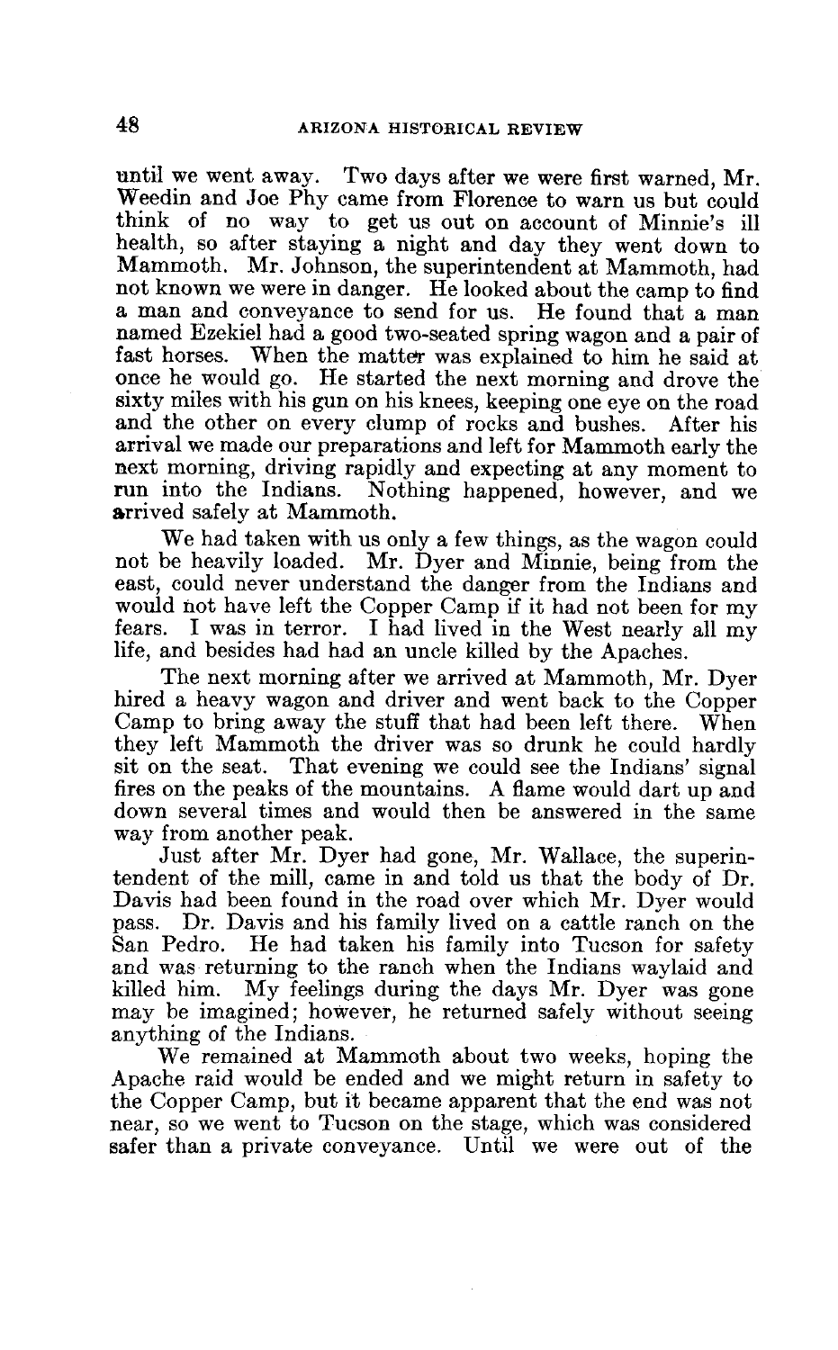until we went away. Two days after we were first warned, Mr. Weedin and Joe Phy came from Florence to warn us but could think of no way to get us out on account of Minnie's ill health, so after staying a night and day they went down to Mammoth. Mr. Johnson, the superintendent at Mammoth, had not known we were in danger. He looked about the camp to find a man and conveyance to send for us. He found that a man named Ezekiel had a good two-seated spring wagon and a pair of fast horses. When the matter was explained to him he said at once he would go. He started the next morning and drove the sixty miles with his gun on his knees, keeping one eye on the road and the other on every clump of rocks and bushes. After his arrival we made our preparations and left for Mammoth early the next morning, driving rapidly and expecting at any moment to run into the Indians. Nothing happened, however, and we arrived safely at Mammoth.

We had taken with us only a few things, as the wagon could not be heavily loaded. Mr. Dyer and Minnie, being from the east, could never understand the danger from the Indians and would not have left the Copper Camp if it had not been for my fears. I was in terror. I had lived in the West nearly all my life, and besides had had an uncle killed by the Apaches.

The next morning after we arrived at Mammoth, Mr. Dyer hired a heavy wagon and driver and went back to the Copper Camp to bring away the stuff that had been left there. When they left Mammoth the driver was so drunk he could hardly sit on the seat. That evening we could see the Indians' signal fires on the peaks of the mountains. A flame would dart up and down several times and would then be answered in the same way from another peak.

Just after Mr. Dyer had gone, Mr. Wallace, the superintendent of the mill, came in and told us that the body of Dr. Davis had been found in the road over which Mr. Dyer would pass. Dr. Davis and his family lived on a cattle ranch on the San Pedro. He had taken his family into Tucson for safety and was returning to the ranch when the Indians waylaid and killed him. My feelings during the days Mr. Dyer was gone may be imagined; however, he returned safely without seeing anything of the Indians.

We remained at Mammoth about two weeks, hoping the Apache raid would be ended and we might return in safety to the Copper Camp, but it became apparent that the end was not near, so we went to Tucson on the stage, which was considered safer than a private conveyance. Until we were out of the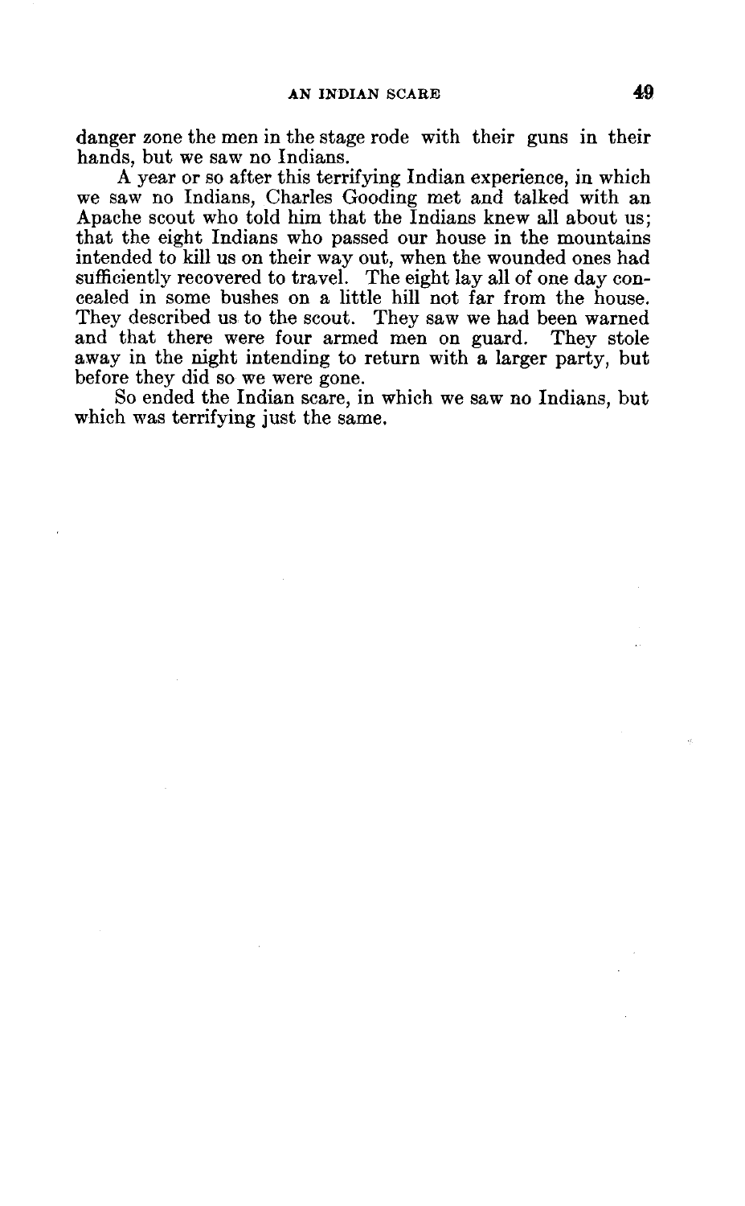danger zone the men in the stage rode with their guns in their hands, but we saw no Indians.

A year or so after this terrifying Indian experience, in which we saw no Indians, Charles Gooding met and talked with an Apache scout who told him that the Indians knew all about us; that the eight Indians who passed our house in the mountains intended to kill us on their way out, when the wounded ones had sufficiently recovered to travel. The eight lay all of one day concealed in some bushes on a little hill not far from the house. They described us to the scout. They saw we had been warned and that there were four armed men on guard. They stole away in the night intending to return with a larger party, but before they did so we were gone.

So ended the Indian scare, in which we saw no Indians, but which was terrifying just the same.